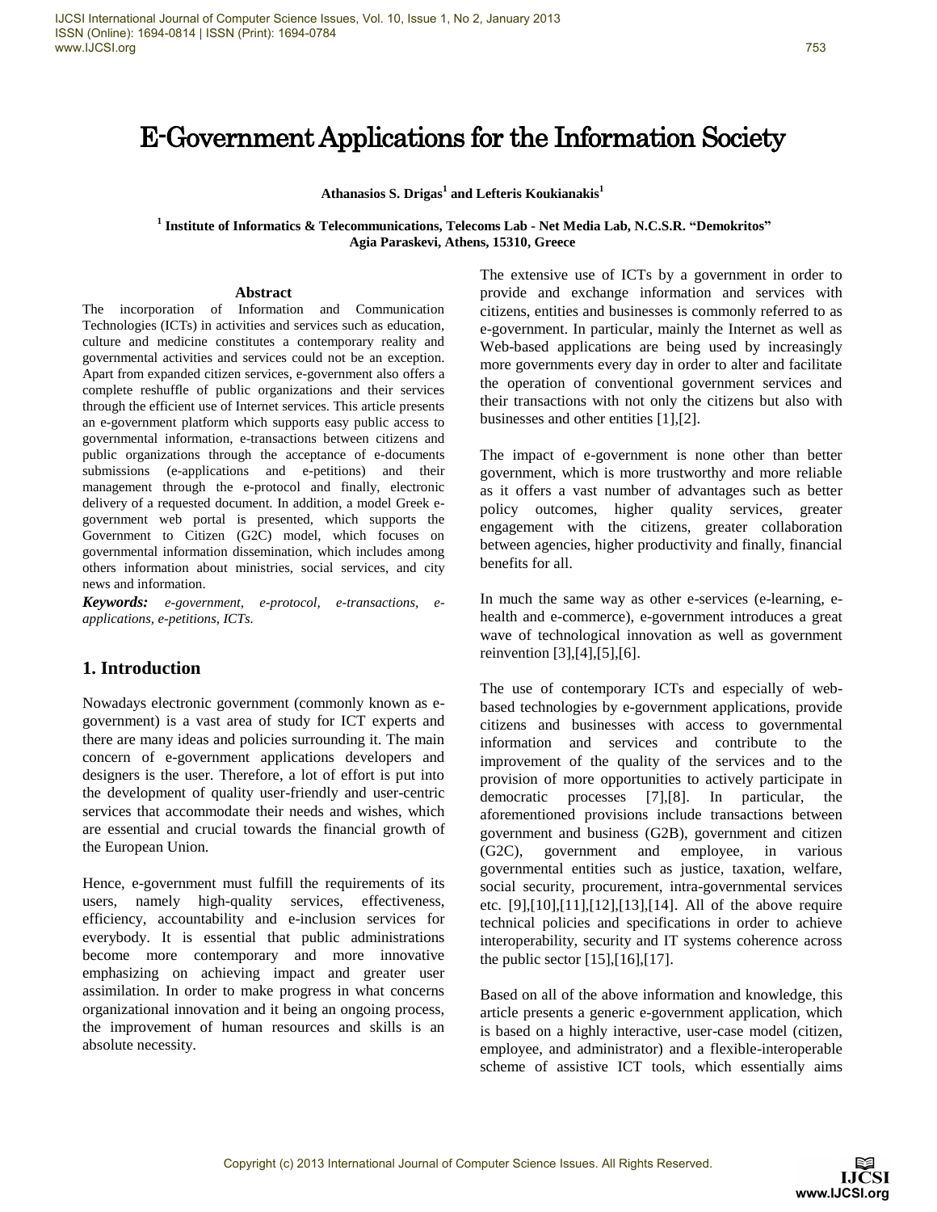# E-Government Applications for the Information Society

**Athanasios S. Drigas[1] and Lefteris Koukianakis[1]**

[1] **Institute of Informatics & Telecommunications, Telecoms Lab - Net Media Lab, N.C.S.R. "Demokritos" Agia Paraskevi, Athens, 15310, Greece**

### Abstract

The incorporation of Information and Communication Technologies (ICTs) in activities and services such as education, culture and medicine constitutes a contemporary reality and governmental activities and services could not be an exception. Apart from expanded citizen services, e-government also offers a complete reshuffle of public organizations and their services through the efficient use of Internet services. This article presents an e-government platform which supports easy public access to governmental information, e-transactions between citizens and public organizations through the acceptance of e-documents submissions (e-applications and e-petitions) and their management through the e-protocol and finally, electronic delivery of a requested document. In addition, a model Greek e-government web portal is presented, which supports the Government to Citizen (G2C) model, which focuses on governmental information dissemination, which includes among others information about ministries, social services, and city news and information.

***Keywords:*** *e-government, e-protocol, e-transactions, e-applications, e-petitions, ICTs.*

## 1. Introduction

Nowadays electronic government (commonly known as e-government) is a vast area of study for ICT experts and there are many ideas and policies surrounding it. The main concern of e-government applications developers and designers is the user. Therefore, a lot of effort is put into the development of quality user-friendly and user-centric services that accommodate their needs and wishes, which are essential and crucial towards the financial growth of the European Union.

Hence, e-government must fulfill the requirements of its users, namely high-quality services, effectiveness, efficiency, accountability and e-inclusion services for everybody. It is essential that public administrations become more contemporary and more innovative emphasizing on achieving impact and greater user assimilation. In order to make progress in what concerns organizational innovation and it being an ongoing process, the improvement of human resources and skills is an absolute necessity.

The extensive use of ICTs by a government in order to provide and exchange information and services with citizens, entities and businesses is commonly referred to as e-government. In particular, mainly the Internet as well as Web-based applications are being used by increasingly more governments every day in order to alter and facilitate the operation of conventional government services and their transactions with not only the citizens but also with businesses and other entities [1],[2].

The impact of e-government is none other than better government, which is more trustworthy and more reliable as it offers a vast number of advantages such as better policy outcomes, higher quality services, greater engagement with the citizens, greater collaboration between agencies, higher productivity and finally, financial benefits for all.

In much the same way as other e-services (e-learning, e-health and e-commerce), e-government introduces a great wave of technological innovation as well as government reinvention [3],[4],[5],[6].

The use of contemporary ICTs and especially of web-based technologies by e-government applications, provide citizens and businesses with access to governmental information and services and contribute to the improvement of the quality of the services and to the provision of more opportunities to actively participate in democratic processes [7],[8]. In particular, the aforementioned provisions include transactions between government and business (G2B), government and citizen (G2C), government and employee, in various governmental entities such as justice, taxation, welfare, social security, procurement, intra-governmental services etc. [9],[10],[11],[12],[13],[14]. All of the above require technical policies and specifications in order to achieve interoperability, security and IT systems coherence across the public sector [15],[16],[17].

Based on all of the above information and knowledge, this article presents a generic e-government application, which is based on a highly interactive, user-case model (citizen, employee, and administrator) and a flexible-interoperable scheme of assistive ICT tools, which essentially aims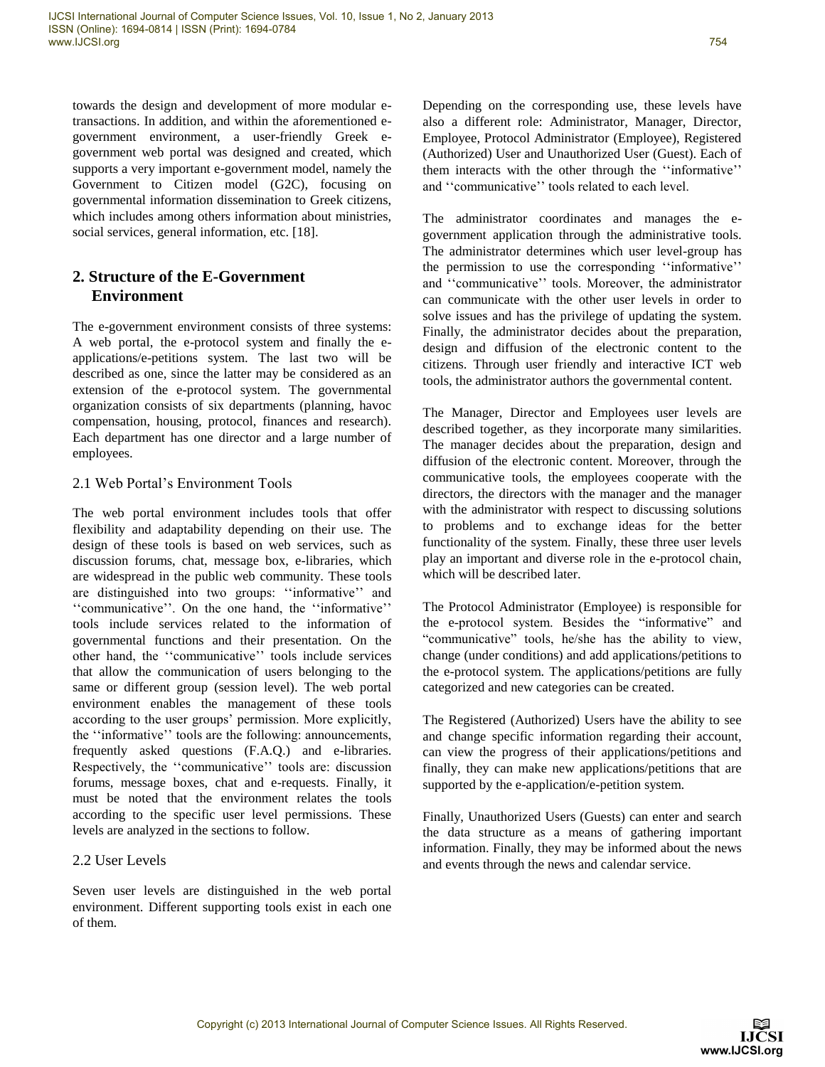towards the design and development of more modular e-transactions. In addition, and within the aforementioned e-government environment, a user-friendly Greek e-government web portal was designed and created, which supports a very important e-government model, namely the Government to Citizen model (G2C), focusing on governmental information dissemination to Greek citizens, which includes among others information about ministries, social services, general information, etc. [18].

## 2. Structure of the E-Government Environment

The e-government environment consists of three systems: A web portal, the e-protocol system and finally the e-applications/e-petitions system. The last two will be described as one, since the latter may be considered as an extension of the e-protocol system. The governmental organization consists of six departments (planning, havoc compensation, housing, protocol, finances and research). Each department has one director and a large number of employees.

### 2.1 Web Portal's Environment Tools

The web portal environment includes tools that offer flexibility and adaptability depending on their use. The design of these tools is based on web services, such as discussion forums, chat, message box, e-libraries, which are widespread in the public web community. These tools are distinguished into two groups: ''informative'' and ''communicative''. On the one hand, the ''informative'' tools include services related to the information of governmental functions and their presentation. On the other hand, the ''communicative'' tools include services that allow the communication of users belonging to the same or different group (session level). The web portal environment enables the management of these tools according to the user groups' permission. More explicitly, the ''informative'' tools are the following: announcements, frequently asked questions (F.A.Q.) and e-libraries. Respectively, the ''communicative'' tools are: discussion forums, message boxes, chat and e-requests. Finally, it must be noted that the environment relates the tools according to the specific user level permissions. These levels are analyzed in the sections to follow.

### 2.2 User Levels

Seven user levels are distinguished in the web portal environment. Different supporting tools exist in each one of them.

Depending on the corresponding use, these levels have also a different role: Administrator, Manager, Director, Employee, Protocol Administrator (Employee), Registered (Authorized) User and Unauthorized User (Guest). Each of them interacts with the other through the ''informative'' and ''communicative'' tools related to each level.

The administrator coordinates and manages the e-government application through the administrative tools. The administrator determines which user level-group has the permission to use the corresponding ''informative'' and ''communicative'' tools. Moreover, the administrator can communicate with the other user levels in order to solve issues and has the privilege of updating the system. Finally, the administrator decides about the preparation, design and diffusion of the electronic content to the citizens. Through user friendly and interactive ICT web tools, the administrator authors the governmental content.

The Manager, Director and Employees user levels are described together, as they incorporate many similarities. The manager decides about the preparation, design and diffusion of the electronic content. Moreover, through the communicative tools, the employees cooperate with the directors, the directors with the manager and the manager with the administrator with respect to discussing solutions to problems and to exchange ideas for the better functionality of the system. Finally, these three user levels play an important and diverse role in the e-protocol chain, which will be described later.

The Protocol Administrator (Employee) is responsible for the e-protocol system. Besides the "informative" and "communicative" tools, he/she has the ability to view, change (under conditions) and add applications/petitions to the e-protocol system. The applications/petitions are fully categorized and new categories can be created.

The Registered (Authorized) Users have the ability to see and change specific information regarding their account, can view the progress of their applications/petitions and finally, they can make new applications/petitions that are supported by the e-application/e-petition system.

Finally, Unauthorized Users (Guests) can enter and search the data structure as a means of gathering important information. Finally, they may be informed about the news and events through the news and calendar service.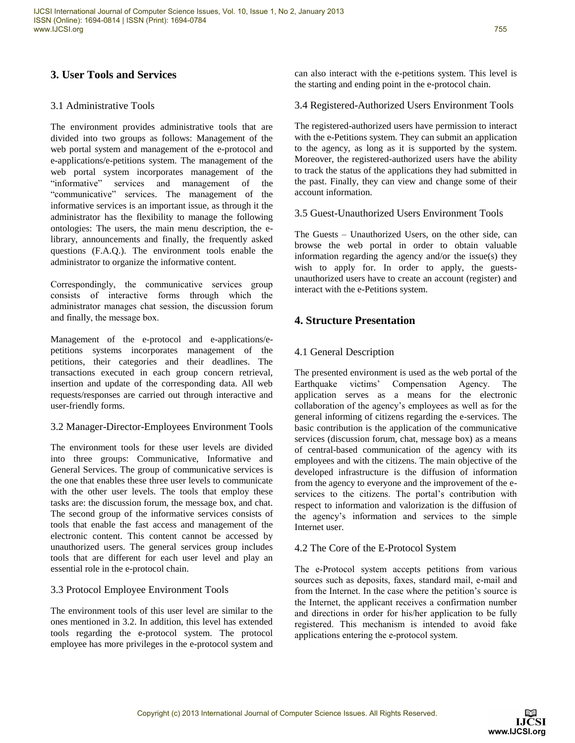## 3. User Tools and Services

### 3.1 Administrative Tools

The environment provides administrative tools that are divided into two groups as follows: Management of the web portal system and management of the e-protocol and e-applications/e-petitions system. The management of the web portal system incorporates management of the "informative" services and management of the "communicative" services. The management of the informative services is an important issue, as through it the administrator has the flexibility to manage the following ontologies: The users, the main menu description, the e-library, announcements and finally, the frequently asked questions (F.A.Q.). The environment tools enable the administrator to organize the informative content.

Correspondingly, the communicative services group consists of interactive forms through which the administrator manages chat session, the discussion forum and finally, the message box.

Management of the e-protocol and e-applications/e-petitions systems incorporates management of the petitions, their categories and their deadlines. The transactions executed in each group concern retrieval, insertion and update of the corresponding data. All web requests/responses are carried out through interactive and user-friendly forms.

### 3.2 Manager-Director-Employees Environment Tools

The environment tools for these user levels are divided into three groups: Communicative, Informative and General Services. The group of communicative services is the one that enables these three user levels to communicate with the other user levels. The tools that employ these tasks are: the discussion forum, the message box, and chat. The second group of the informative services consists of tools that enable the fast access and management of the electronic content. This content cannot be accessed by unauthorized users. The general services group includes tools that are different for each user level and play an essential role in the e-protocol chain.

### 3.3 Protocol Employee Environment Tools

The environment tools of this user level are similar to the ones mentioned in 3.2. In addition, this level has extended tools regarding the e-protocol system. The protocol employee has more privileges in the e-protocol system and can also interact with the e-petitions system. This level is the starting and ending point in the e-protocol chain.

### 3.4 Registered-Authorized Users Environment Tools

The registered-authorized users have permission to interact with the e-Petitions system. They can submit an application to the agency, as long as it is supported by the system. Moreover, the registered-authorized users have the ability to track the status of the applications they had submitted in the past. Finally, they can view and change some of their account information.

### 3.5 Guest-Unauthorized Users Environment Tools

The Guests – Unauthorized Users, on the other side, can browse the web portal in order to obtain valuable information regarding the agency and/or the issue(s) they wish to apply for. In order to apply, the guests-unauthorized users have to create an account (register) and interact with the e-Petitions system.

## 4. Structure Presentation

### 4.1 General Description

The presented environment is used as the web portal of the Earthquake victims' Compensation Agency. The application serves as a means for the electronic collaboration of the agency's employees as well as for the general informing of citizens regarding the e-services. The basic contribution is the application of the communicative services (discussion forum, chat, message box) as a means of central-based communication of the agency with its employees and with the citizens. The main objective of the developed infrastructure is the diffusion of information from the agency to everyone and the improvement of the e-services to the citizens. The portal's contribution with respect to information and valorization is the diffusion of the agency's information and services to the simple Internet user.

### 4.2 The Core of the E-Protocol System

The e-Protocol system accepts petitions from various sources such as deposits, faxes, standard mail, e-mail and from the Internet. In the case where the petition's source is the Internet, the applicant receives a confirmation number and directions in order for his/her application to be fully registered. This mechanism is intended to avoid fake applications entering the e-protocol system.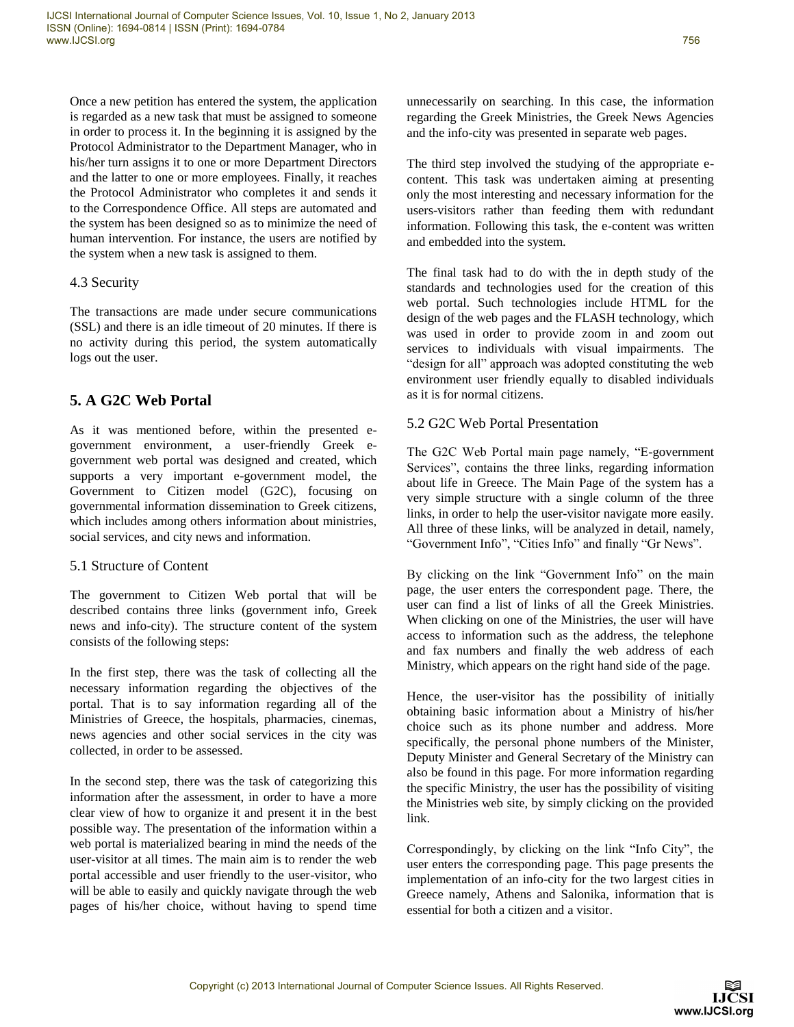Once a new petition has entered the system, the application is regarded as a new task that must be assigned to someone in order to process it. In the beginning it is assigned by the Protocol Administrator to the Department Manager, who in his/her turn assigns it to one or more Department Directors and the latter to one or more employees. Finally, it reaches the Protocol Administrator who completes it and sends it to the Correspondence Office. All steps are automated and the system has been designed so as to minimize the need of human intervention. For instance, the users are notified by the system when a new task is assigned to them.

### 4.3 Security

The transactions are made under secure communications (SSL) and there is an idle timeout of 20 minutes. If there is no activity during this period, the system automatically logs out the user.

## 5. A G2C Web Portal

As it was mentioned before, within the presented e-government environment, a user-friendly Greek e-government web portal was designed and created, which supports a very important e-government model, the Government to Citizen model (G2C), focusing on governmental information dissemination to Greek citizens, which includes among others information about ministries, social services, and city news and information.

### 5.1 Structure of Content

The government to Citizen Web portal that will be described contains three links (government info, Greek news and info-city). The structure content of the system consists of the following steps:

In the first step, there was the task of collecting all the necessary information regarding the objectives of the portal. That is to say information regarding all of the Ministries of Greece, the hospitals, pharmacies, cinemas, news agencies and other social services in the city was collected, in order to be assessed.

In the second step, there was the task of categorizing this information after the assessment, in order to have a more clear view of how to organize it and present it in the best possible way. The presentation of the information within a web portal is materialized bearing in mind the needs of the user-visitor at all times. The main aim is to render the web portal accessible and user friendly to the user-visitor, who will be able to easily and quickly navigate through the web pages of his/her choice, without having to spend time unnecessarily on searching. In this case, the information regarding the Greek Ministries, the Greek News Agencies and the info-city was presented in separate web pages.

The third step involved the studying of the appropriate e-content. This task was undertaken aiming at presenting only the most interesting and necessary information for the users-visitors rather than feeding them with redundant information. Following this task, the e-content was written and embedded into the system.

The final task had to do with the in depth study of the standards and technologies used for the creation of this web portal. Such technologies include HTML for the design of the web pages and the FLASH technology, which was used in order to provide zoom in and zoom out services to individuals with visual impairments. The "design for all" approach was adopted constituting the web environment user friendly equally to disabled individuals as it is for normal citizens.

### 5.2 G2C Web Portal Presentation

The G2C Web Portal main page namely, "E-government Services", contains the three links, regarding information about life in Greece. The Main Page of the system has a very simple structure with a single column of the three links, in order to help the user-visitor navigate more easily. All three of these links, will be analyzed in detail, namely, "Government Info", "Cities Info" and finally "Gr News".

By clicking on the link "Government Info" on the main page, the user enters the correspondent page. There, the user can find a list of links of all the Greek Ministries. When clicking on one of the Ministries, the user will have access to information such as the address, the telephone and fax numbers and finally the web address of each Ministry, which appears on the right hand side of the page.

Hence, the user-visitor has the possibility of initially obtaining basic information about a Ministry of his/her choice such as its phone number and address. More specifically, the personal phone numbers of the Minister, Deputy Minister and General Secretary of the Ministry can also be found in this page. For more information regarding the specific Ministry, the user has the possibility of visiting the Ministries web site, by simply clicking on the provided link.

Correspondingly, by clicking on the link "Info City", the user enters the corresponding page. This page presents the implementation of an info-city for the two largest cities in Greece namely, Athens and Salonika, information that is essential for both a citizen and a visitor.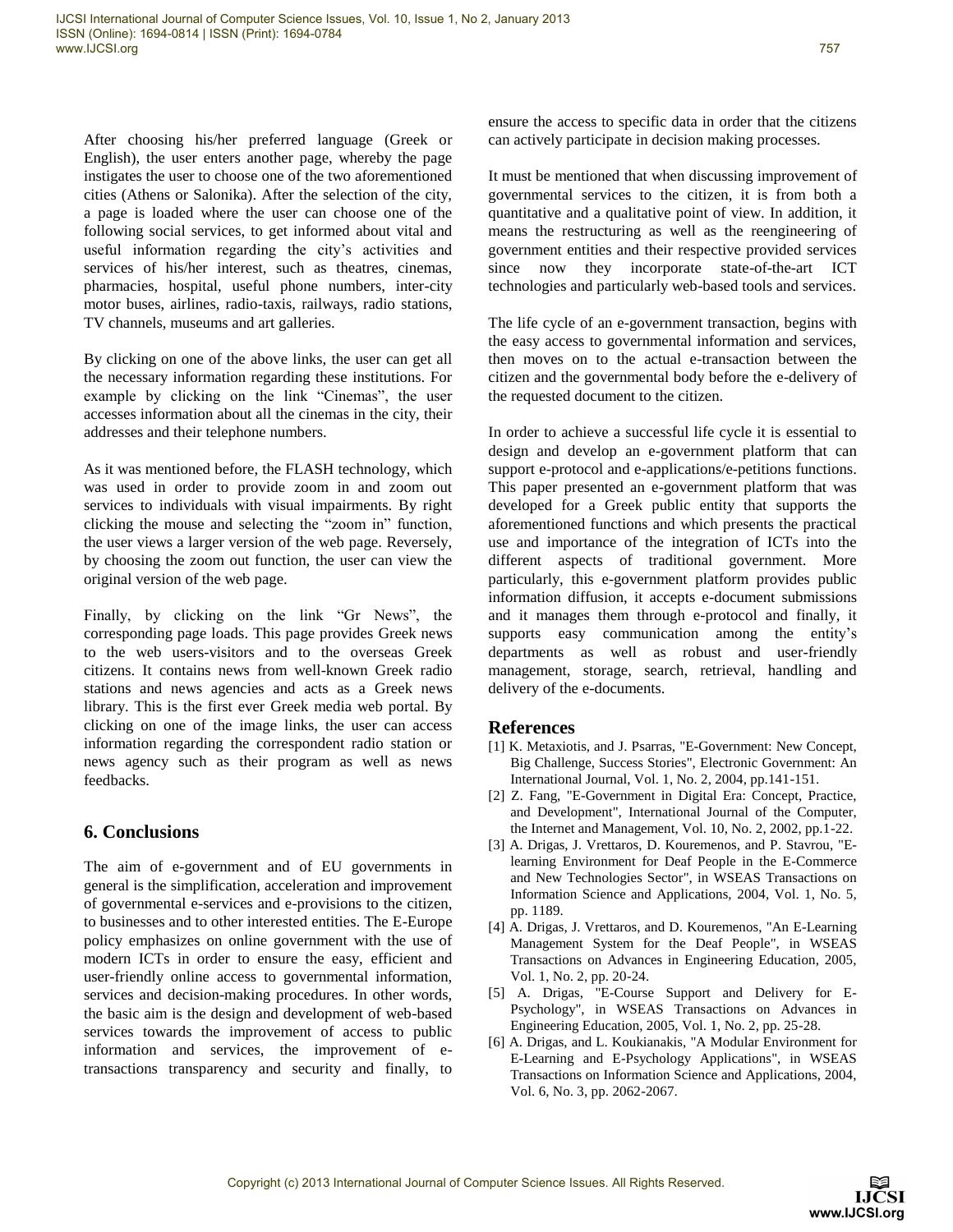After choosing his/her preferred language (Greek or English), the user enters another page, whereby the page instigates the user to choose one of the two aforementioned cities (Athens or Salonika). After the selection of the city, a page is loaded where the user can choose one of the following social services, to get informed about vital and useful information regarding the city's activities and services of his/her interest, such as theatres, cinemas, pharmacies, hospital, useful phone numbers, inter-city motor buses, airlines, radio-taxis, railways, radio stations, TV channels, museums and art galleries.

By clicking on one of the above links, the user can get all the necessary information regarding these institutions. For example by clicking on the link "Cinemas", the user accesses information about all the cinemas in the city, their addresses and their telephone numbers.

As it was mentioned before, the FLASH technology, which was used in order to provide zoom in and zoom out services to individuals with visual impairments. By right clicking the mouse and selecting the "zoom in" function, the user views a larger version of the web page. Reversely, by choosing the zoom out function, the user can view the original version of the web page.

Finally, by clicking on the link "Gr News", the corresponding page loads. This page provides Greek news to the web users-visitors and to the overseas Greek citizens. It contains news from well-known Greek radio stations and news agencies and acts as a Greek news library. This is the first ever Greek media web portal. By clicking on one of the image links, the user can access information regarding the correspondent radio station or news agency such as their program as well as news feedbacks.

## 6. Conclusions

The aim of e-government and of EU governments in general is the simplification, acceleration and improvement of governmental e-services and e-provisions to the citizen, to businesses and to other interested entities. The E-Europe policy emphasizes on online government with the use of modern ICTs in order to ensure the easy, efficient and user-friendly online access to governmental information, services and decision-making procedures. In other words, the basic aim is the design and development of web-based services towards the improvement of access to public information and services, the improvement of e-transactions transparency and security and finally, to ensure the access to specific data in order that the citizens can actively participate in decision making processes.

It must be mentioned that when discussing improvement of governmental services to the citizen, it is from both a quantitative and a qualitative point of view. In addition, it means the restructuring as well as the reengineering of government entities and their respective provided services since now they incorporate state-of-the-art ICT technologies and particularly web-based tools and services.

The life cycle of an e-government transaction, begins with the easy access to governmental information and services, then moves on to the actual e-transaction between the citizen and the governmental body before the e-delivery of the requested document to the citizen.

In order to achieve a successful life cycle it is essential to design and develop an e-government platform that can support e-protocol and e-applications/e-petitions functions. This paper presented an e-government platform that was developed for a Greek public entity that supports the aforementioned functions and which presents the practical use and importance of the integration of ICTs into the different aspects of traditional government. More particularly, this e-government platform provides public information diffusion, it accepts e-document submissions and it manages them through e-protocol and finally, it supports easy communication among the entity's departments as well as robust and user-friendly management, storage, search, retrieval, handling and delivery of the e-documents.

## References

[1] K. Metaxiotis, and J. Psarras, "E-Government: New Concept, Big Challenge, Success Stories", Electronic Government: An International Journal, Vol. 1, No. 2, 2004, pp.141-151.

[2] Z. Fang, "E-Government in Digital Era: Concept, Practice, and Development", International Journal of the Computer, the Internet and Management, Vol. 10, No. 2, 2002, pp.1-22.

[3] A. Drigas, J. Vrettaros, D. Kouremenos, and P. Stavrou, "E-learning Environment for Deaf People in the E-Commerce and New Technologies Sector", in WSEAS Transactions on Information Science and Applications, 2004, Vol. 1, No. 5, pp. 1189.

[4] A. Drigas, J. Vrettaros, and D. Kouremenos, "An E-Learning Management System for the Deaf People", in WSEAS Transactions on Advances in Engineering Education, 2005, Vol. 1, No. 2, pp. 20-24.

[5] A. Drigas, "E-Course Support and Delivery for E-Psychology", in WSEAS Transactions on Advances in Engineering Education, 2005, Vol. 1, No. 2, pp. 25-28.

[6] A. Drigas, and L. Koukianakis, "A Modular Environment for E-Learning and E-Psychology Applications", in WSEAS Transactions on Information Science and Applications, 2004, Vol. 6, No. 3, pp. 2062-2067.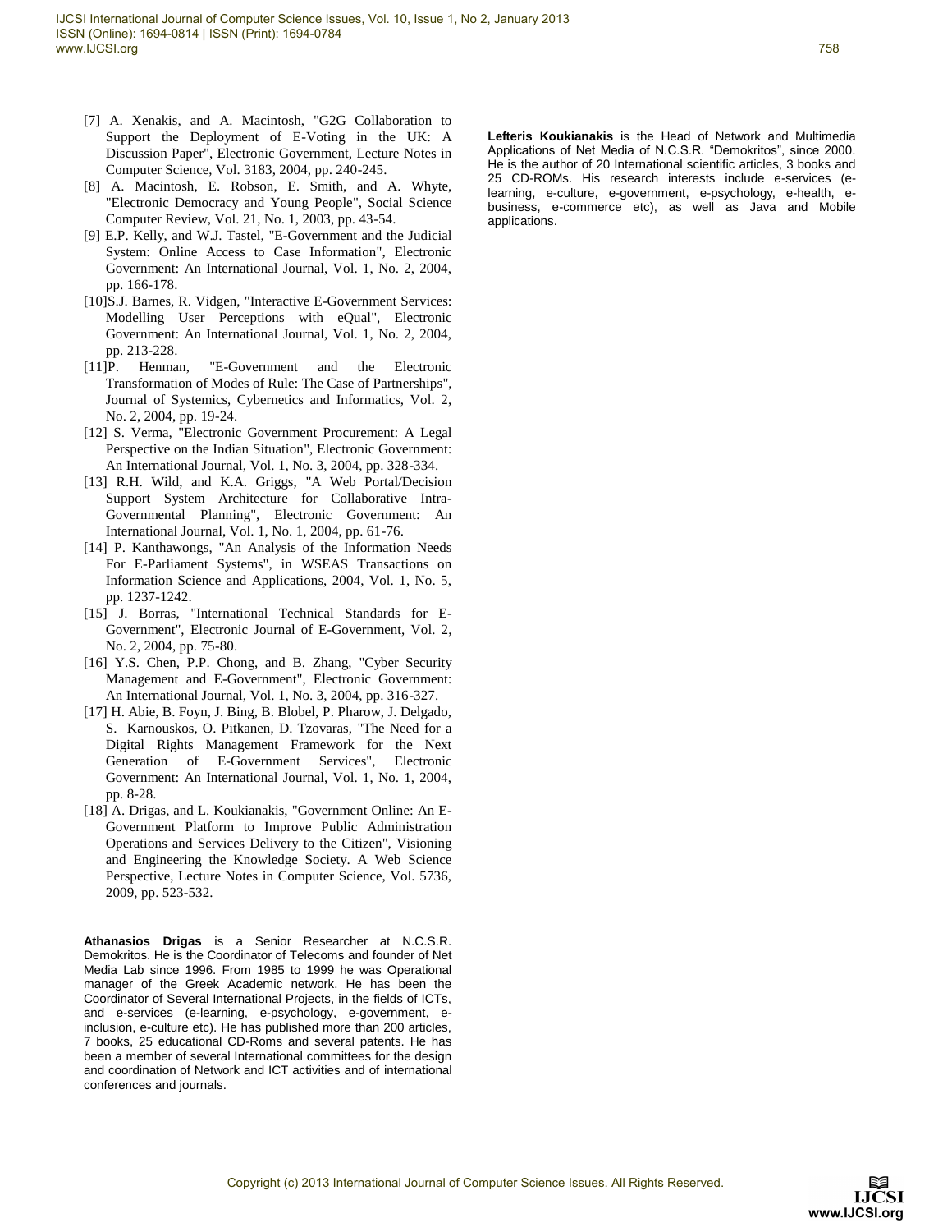[7] A. Xenakis, and A. Macintosh, "G2G Collaboration to Support the Deployment of E-Voting in the UK: A Discussion Paper", Electronic Government, Lecture Notes in Computer Science, Vol. 3183, 2004, pp. 240-245.

[8] A. Macintosh, E. Robson, E. Smith, and A. Whyte, "Electronic Democracy and Young People", Social Science Computer Review, Vol. 21, No. 1, 2003, pp. 43-54.

[9] E.P. Kelly, and W.J. Tastel, "E-Government and the Judicial System: Online Access to Case Information", Electronic Government: An International Journal, Vol. 1, No. 2, 2004, pp. 166-178.

[10]S.J. Barnes, R. Vidgen, "Interactive E-Government Services: Modelling User Perceptions with eQual", Electronic Government: An International Journal, Vol. 1, No. 2, 2004, pp. 213-228.

[11]P. Henman, "E-Government and the Electronic Transformation of Modes of Rule: The Case of Partnerships", Journal of Systemics, Cybernetics and Informatics, Vol. 2, No. 2, 2004, pp. 19-24.

[12] S. Verma, "Electronic Government Procurement: A Legal Perspective on the Indian Situation", Electronic Government: An International Journal, Vol. 1, No. 3, 2004, pp. 328-334.

[13] R.H. Wild, and K.A. Griggs, "A Web Portal/Decision Support System Architecture for Collaborative Intra-Governmental Planning", Electronic Government: An International Journal, Vol. 1, No. 1, 2004, pp. 61-76.

[14] P. Kanthawongs, "An Analysis of the Information Needs For E-Parliament Systems", in WSEAS Transactions on Information Science and Applications, 2004, Vol. 1, No. 5, pp. 1237-1242.

[15] J. Borras, "International Technical Standards for E-Government", Electronic Journal of E-Government, Vol. 2, No. 2, 2004, pp. 75-80.

[16] Y.S. Chen, P.P. Chong, and B. Zhang, "Cyber Security Management and E-Government", Electronic Government: An International Journal, Vol. 1, No. 3, 2004, pp. 316-327.

[17] H. Abie, B. Foyn, J. Bing, B. Blobel, P. Pharow, J. Delgado, S. Karnouskos, O. Pitkanen, D. Tzovaras, "The Need for a Digital Rights Management Framework for the Next Generation of E-Government Services", Electronic Government: An International Journal, Vol. 1, No. 1, 2004, pp. 8-28.

[18] A. Drigas, and L. Koukianakis, "Government Online: An E-Government Platform to Improve Public Administration Operations and Services Delivery to the Citizen", Visioning and Engineering the Knowledge Society. A Web Science Perspective, Lecture Notes in Computer Science, Vol. 5736, 2009, pp. 523-532.

**Athanasios Drigas** is a Senior Researcher at N.C.S.R. Demokritos. He is the Coordinator of Telecoms and founder of Net Media Lab since 1996. From 1985 to 1999 he was Operational manager of the Greek Academic network. He has been the Coordinator of Several International Projects, in the fields of ICTs, and e-services (e-learning, e-psychology, e-government, e-inclusion, e-culture etc). He has published more than 200 articles, 7 books, 25 educational CD-Roms and several patents. He has been a member of several International committees for the design and coordination of Network and ICT activities and of international conferences and journals.

**Lefteris Koukianakis** is the Head of Network and Multimedia Applications of Net Media of N.C.S.R. "Demokritos", since 2000. He is the author of 20 International scientific articles, 3 books and 25 CD-ROMs. His research interests include e-services (e-learning, e-culture, e-government, e-psychology, e-health, e-business, e-commerce etc), as well as Java and Mobile applications.